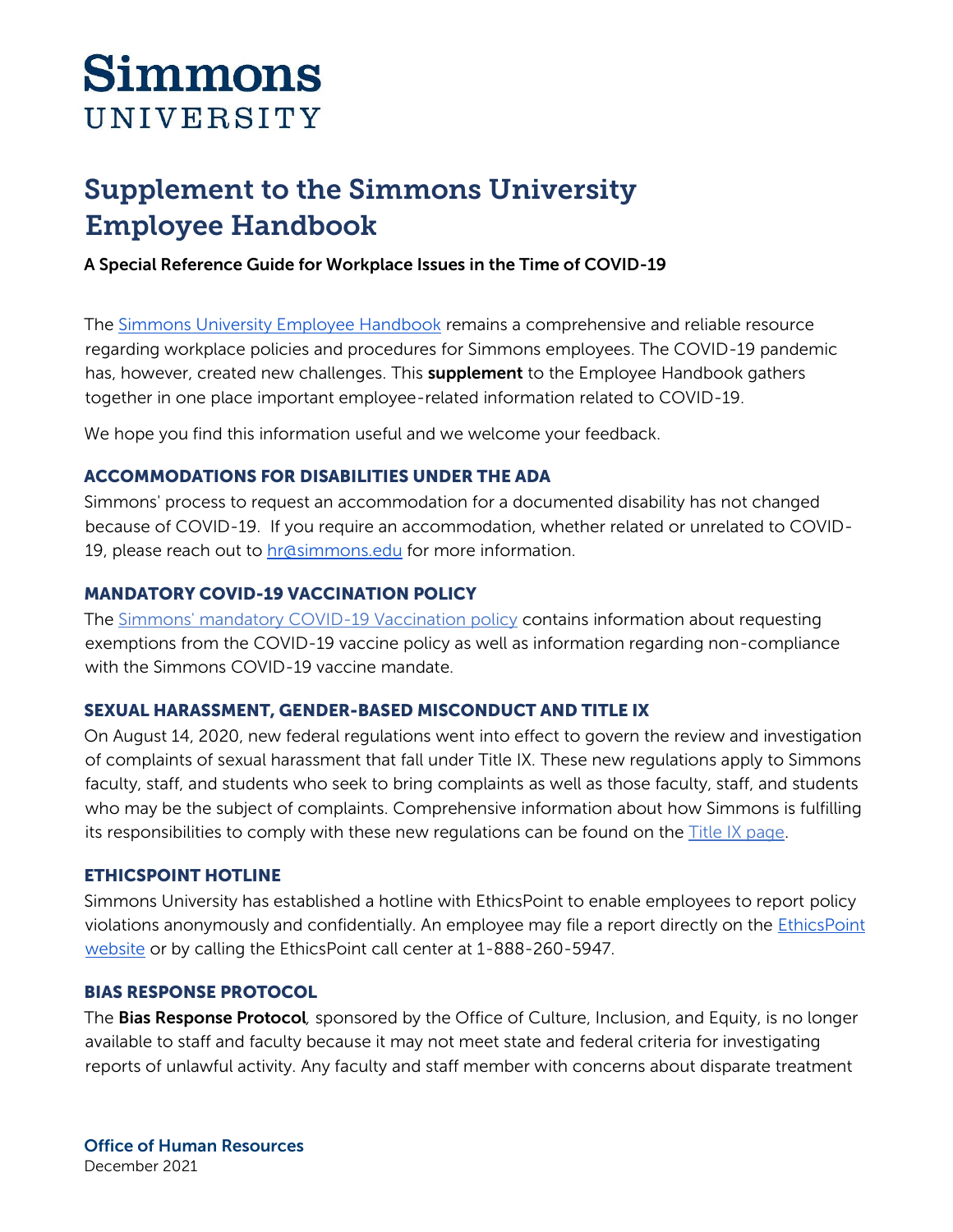# Simmons UNIVERSITY

## Supplement to the Simmons University Employee Handbook

**A Special Reference Guide for Workplace Issues in the Time of COVID-19**

The Simmons University Employee Handbook remains a comprehensive and reliable resource regarding workplace policies and procedures for Simmons employees. The COVID-19 pandemic has, however, created new challenges. This **supplement** to the Employee Handbook gathers together in one place important employee-related information related to COVID-19.

We hope you find this information useful and we welcome your feedback.

### ACCOMMODATIONS FOR DISABILITIES UNDER THE ADA

Simmons' process to request an accommodation for a documented disability has not changed because of COVID-19. If you require an accommodation, whether related or unrelated to COVID-19, please reach out to hr@simmons.edu for more information.

### MANDATORY COVID-19 VACCINATION POLICY

The Simmons' mandatory COVID-19 Vaccination policy contains information about requesting exemptions from the COVID-19 vaccine policy as well as information regarding non-compliance with the Simmons COVID-19 vaccine mandate.

### SEXUAL HARASSMENT, GENDER-BASED MISCONDUCT AND TITLE IX

On August 14, 2020, new federal regulations went into effect to govern the review and investigation of complaints of sexual harassment that fall under Title IX. These new regulations apply to Simmons faculty, staff, and students who seek to bring complaints as well as those faculty, staff, and students who may be the subject of complaints. Comprehensive information about how Simmons is fulfilling its responsibilities to comply with these new regulations can be found on the Title IX page.

### ETHICSPOINT HOTLINE

Simmons University has established a hotline with EthicsPoint to enable employees to report policy violations anonymously and confidentially. An employee may file a report directly on the EthicsPoint website or by calling the EthicsPoint call center at 1-888-260-5947.

### BIAS RESPONSE PROTOCOL

The **Bias Response Protocol**, sponsored by the Office of Culture, Inclusion, and Equity, is no longer available to staff and faculty because it may not meet state and federal criteria for investigating reports of unlawful activity. Any faculty and staff member with concerns about disparate treatment

**Office of Human Resources**
December 2021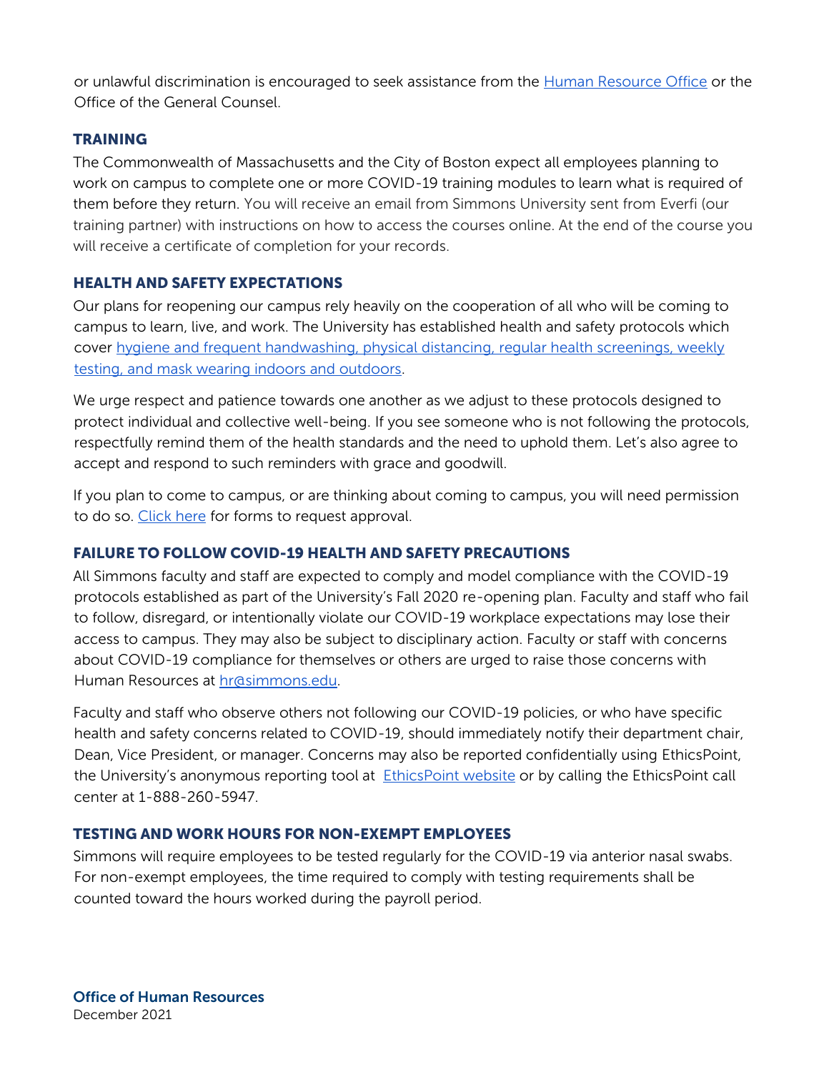or unlawful discrimination is encouraged to seek assistance from the [Human Resource Office]() or the Office of the General Counsel.

## TRAINING

The Commonwealth of Massachusetts and the City of Boston expect all employees planning to work on campus to complete one or more COVID-19 training modules to learn what is required of them before they return. You will receive an email from Simmons University sent from Everfi (our training partner) with instructions on how to access the courses online. At the end of the course you will receive a certificate of completion for your records.

## HEALTH AND SAFETY EXPECTATIONS

Our plans for reopening our campus rely heavily on the cooperation of all who will be coming to campus to learn, live, and work. The University has established health and safety protocols which cover [hygiene and frequent handwashing, physical distancing, regular health screenings, weekly testing, and mask wearing indoors and outdoors]().

We urge respect and patience towards one another as we adjust to these protocols designed to protect individual and collective well-being. If you see someone who is not following the protocols, respectfully remind them of the health standards and the need to uphold them. Let's also agree to accept and respond to such reminders with grace and goodwill.

If you plan to come to campus, or are thinking about coming to campus, you will need permission to do so. [Click here]() for forms to request approval.

## FAILURE TO FOLLOW COVID-19 HEALTH AND SAFETY PRECAUTIONS

All Simmons faculty and staff are expected to comply and model compliance with the COVID-19 protocols established as part of the University's Fall 2020 re-opening plan. Faculty and staff who fail to follow, disregard, or intentionally violate our COVID-19 workplace expectations may lose their access to campus. They may also be subject to disciplinary action. Faculty or staff with concerns about COVID-19 compliance for themselves or others are urged to raise those concerns with Human Resources at [hr@simmons.edu](mailto:hr@simmons.edu).

Faculty and staff who observe others not following our COVID-19 policies, or who have specific health and safety concerns related to COVID-19, should immediately notify their department chair, Dean, Vice President, or manager. Concerns may also be reported confidentially using EthicsPoint, the University's anonymous reporting tool at [EthicsPoint website]() or by calling the EthicsPoint call center at 1-888-260-5947.

## TESTING AND WORK HOURS FOR NON-EXEMPT EMPLOYEES

Simmons will require employees to be tested regularly for the COVID-19 via anterior nasal swabs. For non-exempt employees, the time required to comply with testing requirements shall be counted toward the hours worked during the payroll period.

**Office of Human Resources**
December 2021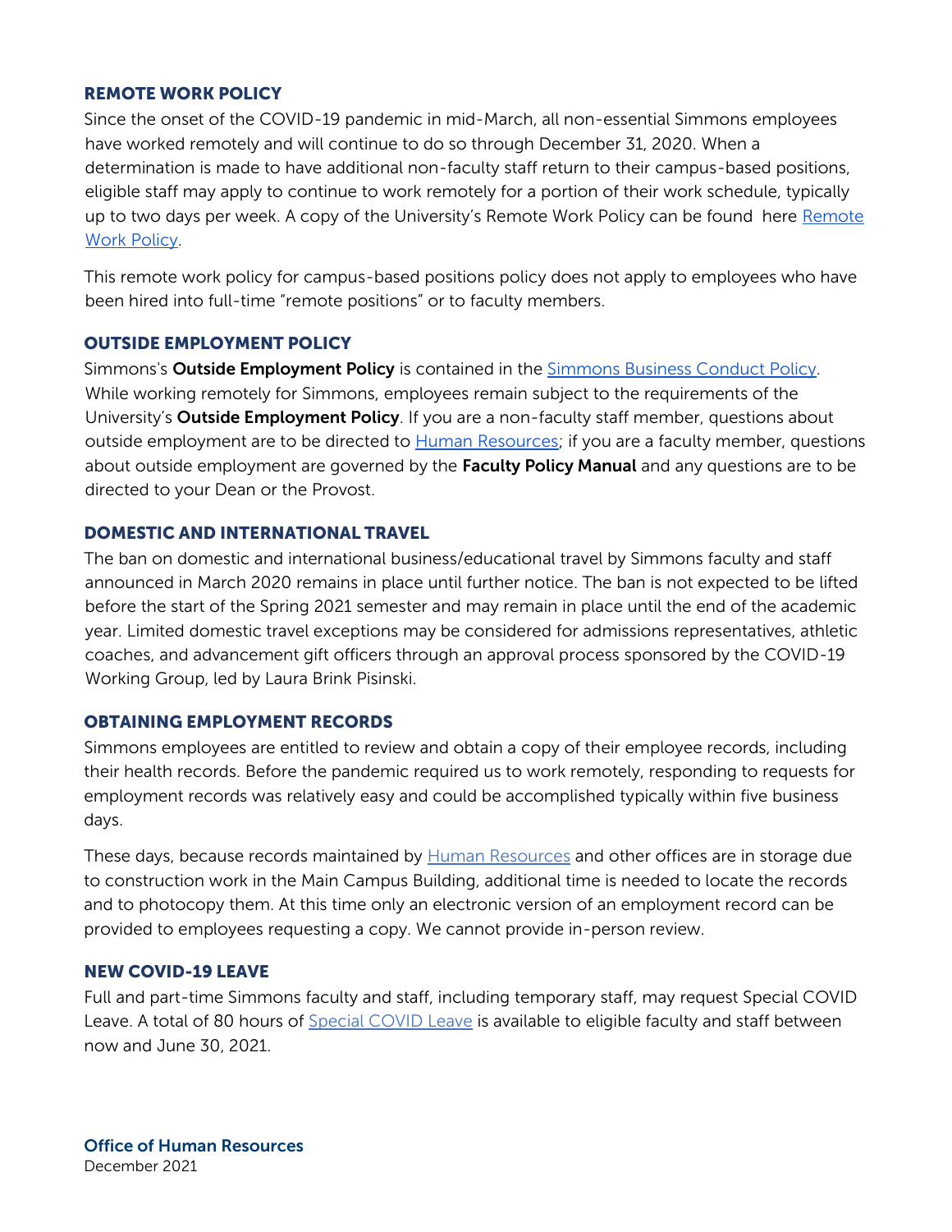## REMOTE WORK POLICY

Since the onset of the COVID-19 pandemic in mid-March, all non-essential Simmons employees have worked remotely and will continue to do so through December 31, 2020. When a determination is made to have additional non-faculty staff return to their campus-based positions, eligible staff may apply to continue to work remotely for a portion of their work schedule, typically up to two days per week. A copy of the University's Remote Work Policy can be found here Remote Work Policy.

This remote work policy for campus-based positions policy does not apply to employees who have been hired into full-time "remote positions" or to faculty members.

## OUTSIDE EMPLOYMENT POLICY

Simmons's **Outside Employment Policy** is contained in the Simmons Business Conduct Policy. While working remotely for Simmons, employees remain subject to the requirements of the University's **Outside Employment Policy**. If you are a non-faculty staff member, questions about outside employment are to be directed to Human Resources; if you are a faculty member, questions about outside employment are governed by the **Faculty Policy Manual** and any questions are to be directed to your Dean or the Provost.

## DOMESTIC AND INTERNATIONAL TRAVEL

The ban on domestic and international business/educational travel by Simmons faculty and staff announced in March 2020 remains in place until further notice. The ban is not expected to be lifted before the start of the Spring 2021 semester and may remain in place until the end of the academic year. Limited domestic travel exceptions may be considered for admissions representatives, athletic coaches, and advancement gift officers through an approval process sponsored by the COVID-19 Working Group, led by Laura Brink Pisinski.

## OBTAINING EMPLOYMENT RECORDS

Simmons employees are entitled to review and obtain a copy of their employee records, including their health records. Before the pandemic required us to work remotely, responding to requests for employment records was relatively easy and could be accomplished typically within five business days.

These days, because records maintained by Human Resources and other offices are in storage due to construction work in the Main Campus Building, additional time is needed to locate the records and to photocopy them. At this time only an electronic version of an employment record can be provided to employees requesting a copy. We cannot provide in-person review.

## NEW COVID-19 LEAVE

Full and part-time Simmons faculty and staff, including temporary staff, may request Special COVID Leave. A total of 80 hours of Special COVID Leave is available to eligible faculty and staff between now and June 30, 2021.

**Office of Human Resources**
December 2021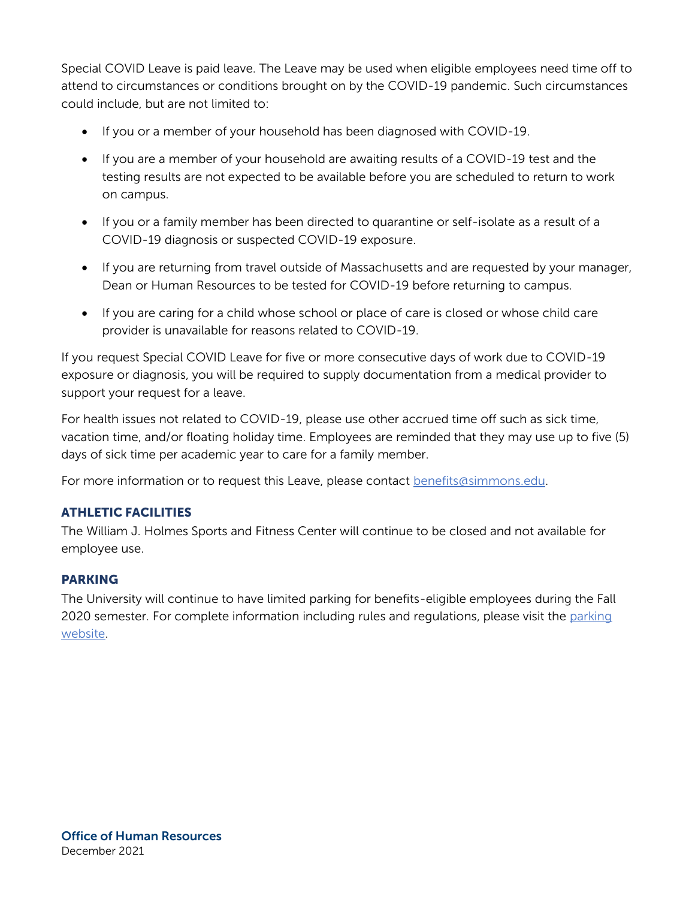Special COVID Leave is paid leave. The Leave may be used when eligible employees need time off to attend to circumstances or conditions brought on by the COVID-19 pandemic. Such circumstances could include, but are not limited to:

- If you or a member of your household has been diagnosed with COVID-19.
- If you are a member of your household are awaiting results of a COVID-19 test and the testing results are not expected to be available before you are scheduled to return to work on campus.
- If you or a family member has been directed to quarantine or self-isolate as a result of a COVID-19 diagnosis or suspected COVID-19 exposure.
- If you are returning from travel outside of Massachusetts and are requested by your manager, Dean or Human Resources to be tested for COVID-19 before returning to campus.
- If you are caring for a child whose school or place of care is closed or whose child care provider is unavailable for reasons related to COVID-19.

If you request Special COVID Leave for five or more consecutive days of work due to COVID-19 exposure or diagnosis, you will be required to supply documentation from a medical provider to support your request for a leave.

For health issues not related to COVID-19, please use other accrued time off such as sick time, vacation time, and/or floating holiday time. Employees are reminded that they may use up to five (5) days of sick time per academic year to care for a family member.

For more information or to request this Leave, please contact benefits@simmons.edu.

## ATHLETIC FACILITIES

The William J. Holmes Sports and Fitness Center will continue to be closed and not available for employee use.

## PARKING

The University will continue to have limited parking for benefits-eligible employees during the Fall 2020 semester. For complete information including rules and regulations, please visit the parking website.

**Office of Human Resources**
December 2021